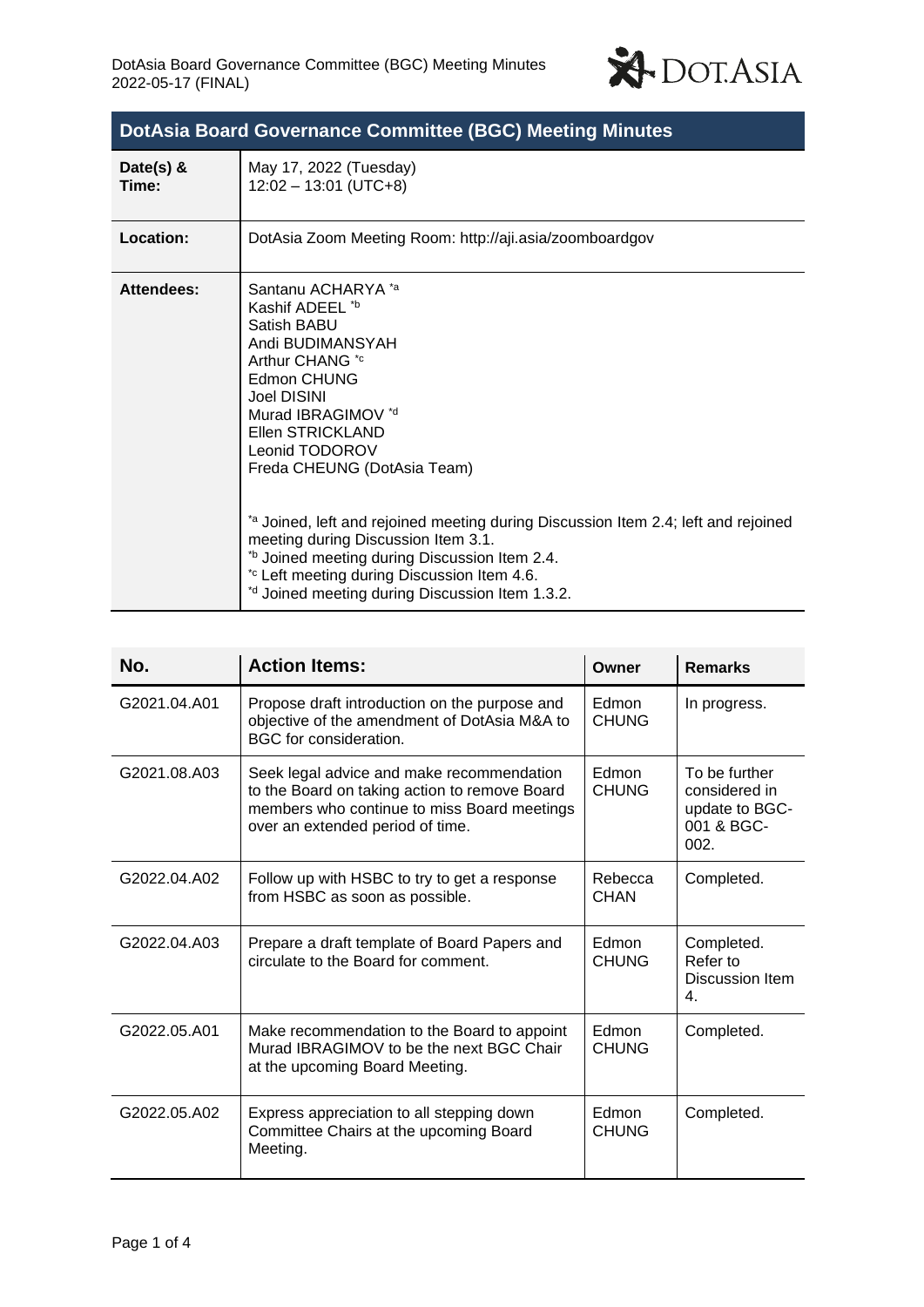# DotAsia Board Governance Committee (BGC) Meeting Minutes

| | |
|---|---|
| **Date(s) & Time:** | May 17, 2022 (Tuesday)<br>12:02 – 13:01 (UTC+8) |
| **Location:** | DotAsia Zoom Meeting Room: http://aji.asia/zoomboardgov |
| **Attendees:** | Santanu ACHARYA [*a]<br>Kashif ADEEL [*b]<br>Satish BABU<br>Andi BUDIMANSYAH<br>Arthur CHANG [*c]<br>Edmon CHUNG<br>Joel DISINI<br>Murad IBRAGIMOV [*d]<br>Ellen STRICKLAND<br>Leonid TODOROV<br>Freda CHEUNG (DotAsia Team)<br><br>[*a] Joined, left and rejoined meeting during Discussion Item 2.4; left and rejoined meeting during Discussion Item 3.1.<br>[*b] Joined meeting during Discussion Item 2.4.<br>[*c] Left meeting during Discussion Item 4.6.<br>[*d] Joined meeting during Discussion Item 1.3.2. |

| No. | Action Items: | Owner | Remarks |
|---|---|---|---|
| G2021.04.A01 | Propose draft introduction on the purpose and objective of the amendment of DotAsia M&A to BGC for consideration. | Edmon CHUNG | In progress. |
| G2021.08.A03 | Seek legal advice and make recommendation to the Board on taking action to remove Board members who continue to miss Board meetings over an extended period of time. | Edmon CHUNG | To be further considered in update to BGC-001 & BGC-002. |
| G2022.04.A02 | Follow up with HSBC to try to get a response from HSBC as soon as possible. | Rebecca CHAN | Completed. |
| G2022.04.A03 | Prepare a draft template of Board Papers and circulate to the Board for comment. | Edmon CHUNG | Completed. Refer to Discussion Item 4. |
| G2022.05.A01 | Make recommendation to the Board to appoint Murad IBRAGIMOV to be the next BGC Chair at the upcoming Board Meeting. | Edmon CHUNG | Completed. |
| G2022.05.A02 | Express appreciation to all stepping down Committee Chairs at the upcoming Board Meeting. | Edmon CHUNG | Completed. |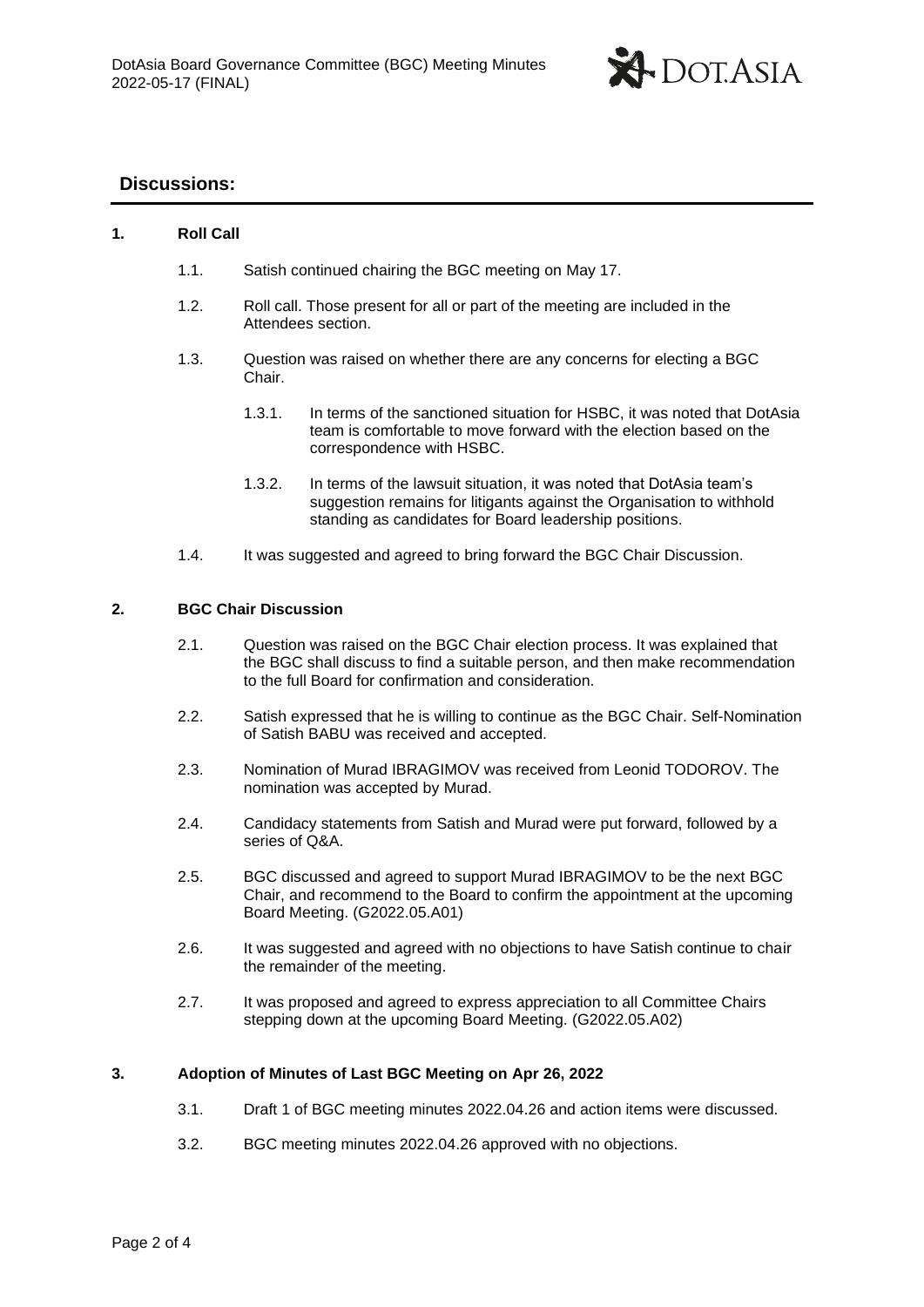## Discussions:

**1. Roll Call**

1.1. Satish continued chairing the BGC meeting on May 17.

1.2. Roll call. Those present for all or part of the meeting are included in the Attendees section.

1.3. Question was raised on whether there are any concerns for electing a BGC Chair.

1.3.1. In terms of the sanctioned situation for HSBC, it was noted that DotAsia team is comfortable to move forward with the election based on the correspondence with HSBC.

1.3.2. In terms of the lawsuit situation, it was noted that DotAsia team's suggestion remains for litigants against the Organisation to withhold standing as candidates for Board leadership positions.

1.4. It was suggested and agreed to bring forward the BGC Chair Discussion.

**2. BGC Chair Discussion**

2.1. Question was raised on the BGC Chair election process. It was explained that the BGC shall discuss to find a suitable person, and then make recommendation to the full Board for confirmation and consideration.

2.2. Satish expressed that he is willing to continue as the BGC Chair. Self-Nomination of Satish BABU was received and accepted.

2.3. Nomination of Murad IBRAGIMOV was received from Leonid TODOROV. The nomination was accepted by Murad.

2.4. Candidacy statements from Satish and Murad were put forward, followed by a series of Q&A.

2.5. BGC discussed and agreed to support Murad IBRAGIMOV to be the next BGC Chair, and recommend to the Board to confirm the appointment at the upcoming Board Meeting. (G2022.05.A01)

2.6. It was suggested and agreed with no objections to have Satish continue to chair the remainder of the meeting.

2.7. It was proposed and agreed to express appreciation to all Committee Chairs stepping down at the upcoming Board Meeting. (G2022.05.A02)

**3. Adoption of Minutes of Last BGC Meeting on Apr 26, 2022**

3.1. Draft 1 of BGC meeting minutes 2022.04.26 and action items were discussed.

3.2. BGC meeting minutes 2022.04.26 approved with no objections.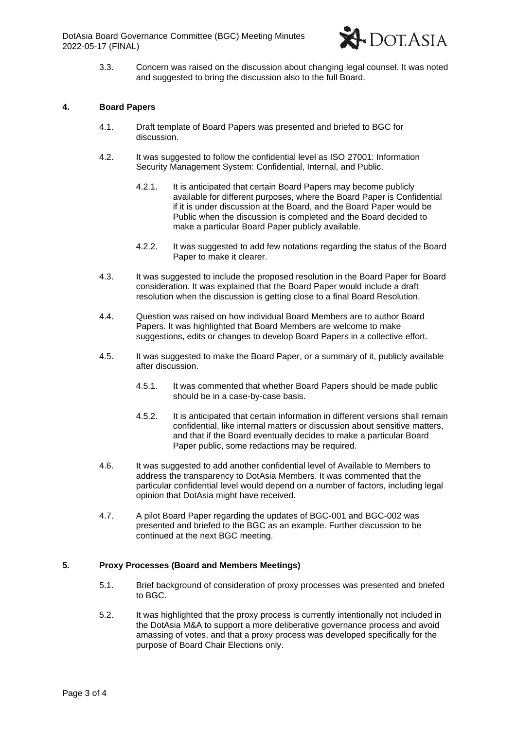3.3. Concern was raised on the discussion about changing legal counsel. It was noted and suggested to bring the discussion also to the full Board.

## 4. Board Papers

4.1. Draft template of Board Papers was presented and briefed to BGC for discussion.

4.2. It was suggested to follow the confidential level as ISO 27001: Information Security Management System: Confidential, Internal, and Public.

4.2.1. It is anticipated that certain Board Papers may become publicly available for different purposes, where the Board Paper is Confidential if it is under discussion at the Board, and the Board Paper would be Public when the discussion is completed and the Board decided to make a particular Board Paper publicly available.

4.2.2. It was suggested to add few notations regarding the status of the Board Paper to make it clearer.

4.3. It was suggested to include the proposed resolution in the Board Paper for Board consideration. It was explained that the Board Paper would include a draft resolution when the discussion is getting close to a final Board Resolution.

4.4. Question was raised on how individual Board Members are to author Board Papers. It was highlighted that Board Members are welcome to make suggestions, edits or changes to develop Board Papers in a collective effort.

4.5. It was suggested to make the Board Paper, or a summary of it, publicly available after discussion.

4.5.1. It was commented that whether Board Papers should be made public should be in a case-by-case basis.

4.5.2. It is anticipated that certain information in different versions shall remain confidential, like internal matters or discussion about sensitive matters, and that if the Board eventually decides to make a particular Board Paper public, some redactions may be required.

4.6. It was suggested to add another confidential level of Available to Members to address the transparency to DotAsia Members. It was commented that the particular confidential level would depend on a number of factors, including legal opinion that DotAsia might have received.

4.7. A pilot Board Paper regarding the updates of BGC-001 and BGC-002 was presented and briefed to the BGC as an example. Further discussion to be continued at the next BGC meeting.

## 5. Proxy Processes (Board and Members Meetings)

5.1. Brief background of consideration of proxy processes was presented and briefed to BGC.

5.2. It was highlighted that the proxy process is currently intentionally not included in the DotAsia M&A to support a more deliberative governance process and avoid amassing of votes, and that a proxy process was developed specifically for the purpose of Board Chair Elections only.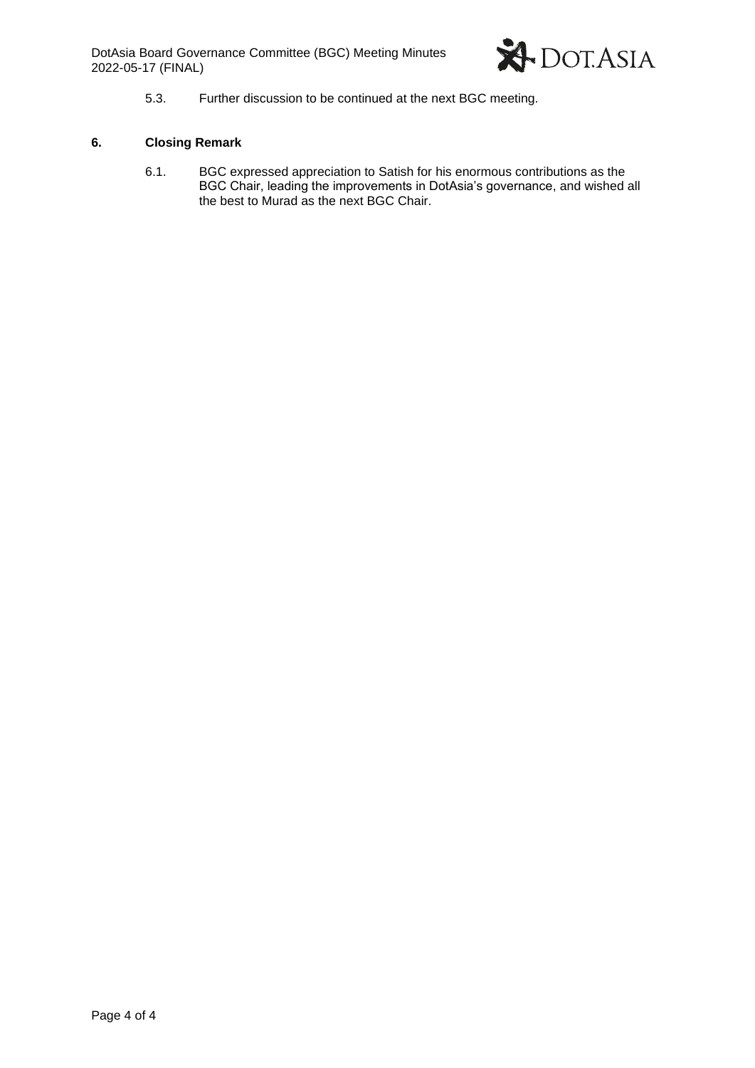5.3. Further discussion to be continued at the next BGC meeting.

## 6. Closing Remark

6.1. BGC expressed appreciation to Satish for his enormous contributions as the BGC Chair, leading the improvements in DotAsia's governance, and wished all the best to Murad as the next BGC Chair.